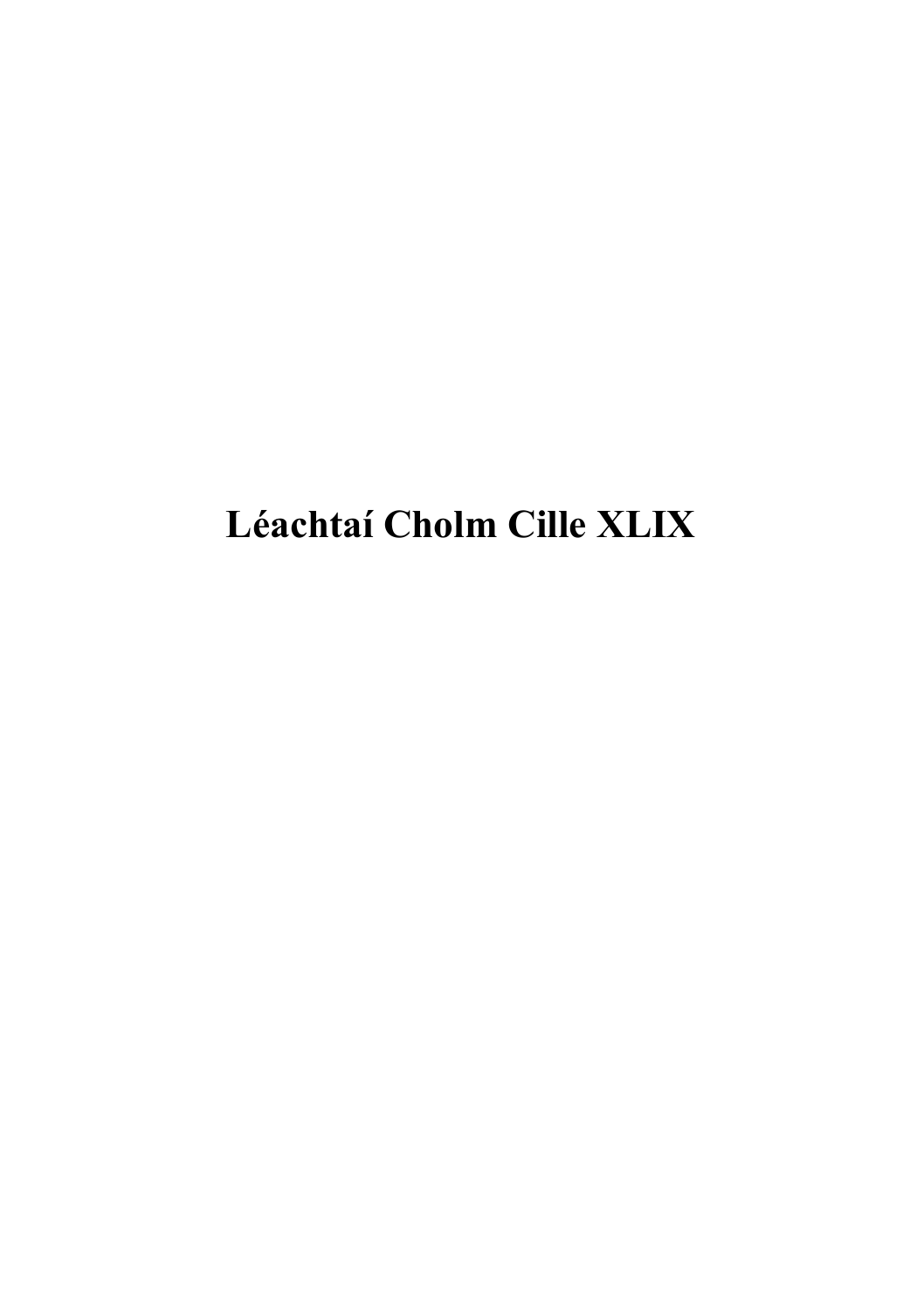# Léachtaí Cholm Cille XLIX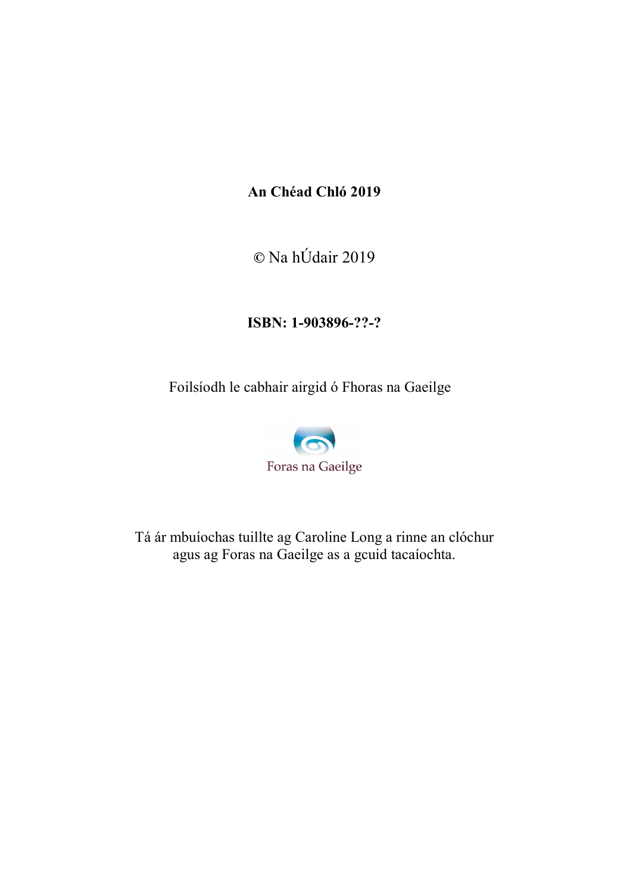**An Chéad Chló 2019**

© Na hÚdair 2019

**ISBN: 1-903896-??-?**

Foilsíodh le cabhair airgid ó Fhoras na Gaeilge

Foras na Gaeilge

Tá ár mbuíochas tuillte ag Caroline Long a rinne an clóchur agus ag Foras na Gaeilge as a gcuid tacaíochta.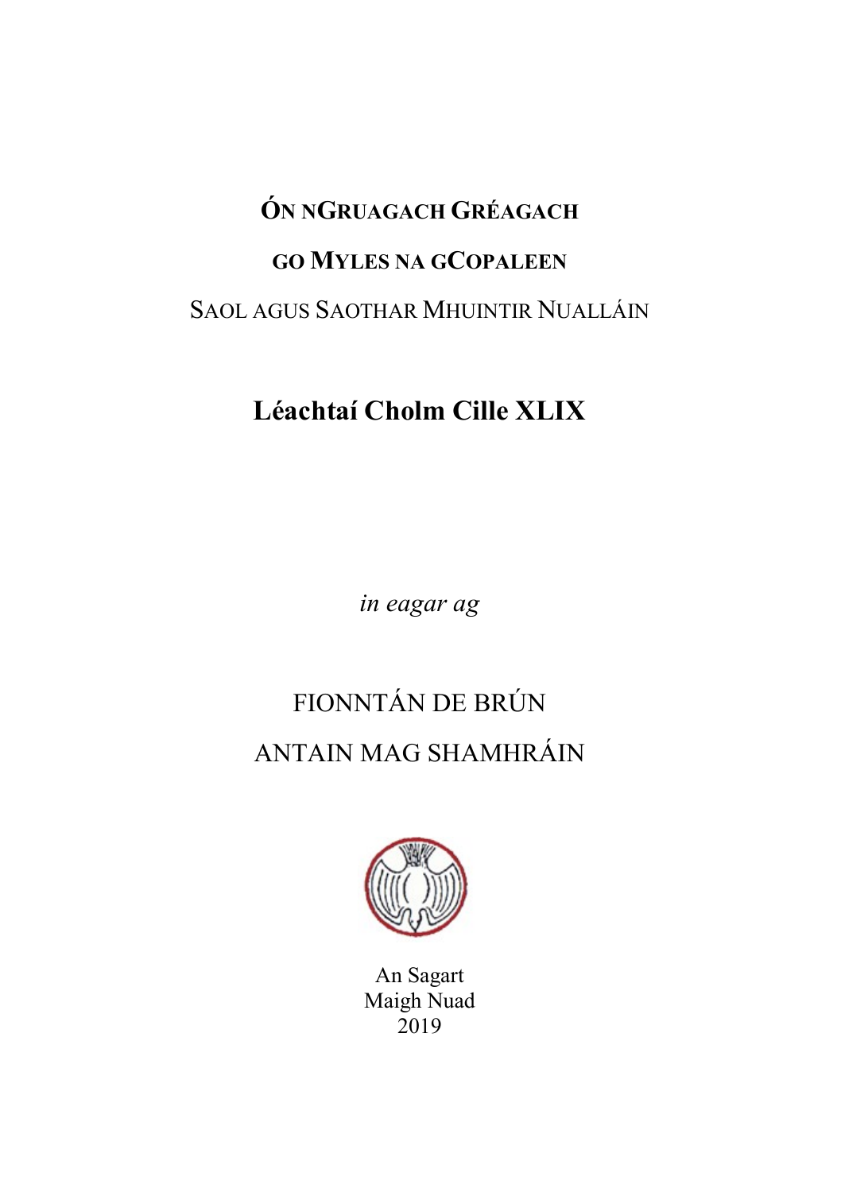# Ón nGruagach Gréagach go Myles na gCopaleen

## Saol agus Saothar Mhuintir Nualláin

# Léachtaí Cholm Cille XLIX

*in eagar ag*

FIONNTÁN DE BRÚN

ANTAIN MAG SHAMHRÁIN

An Sagart
Maigh Nuad
2019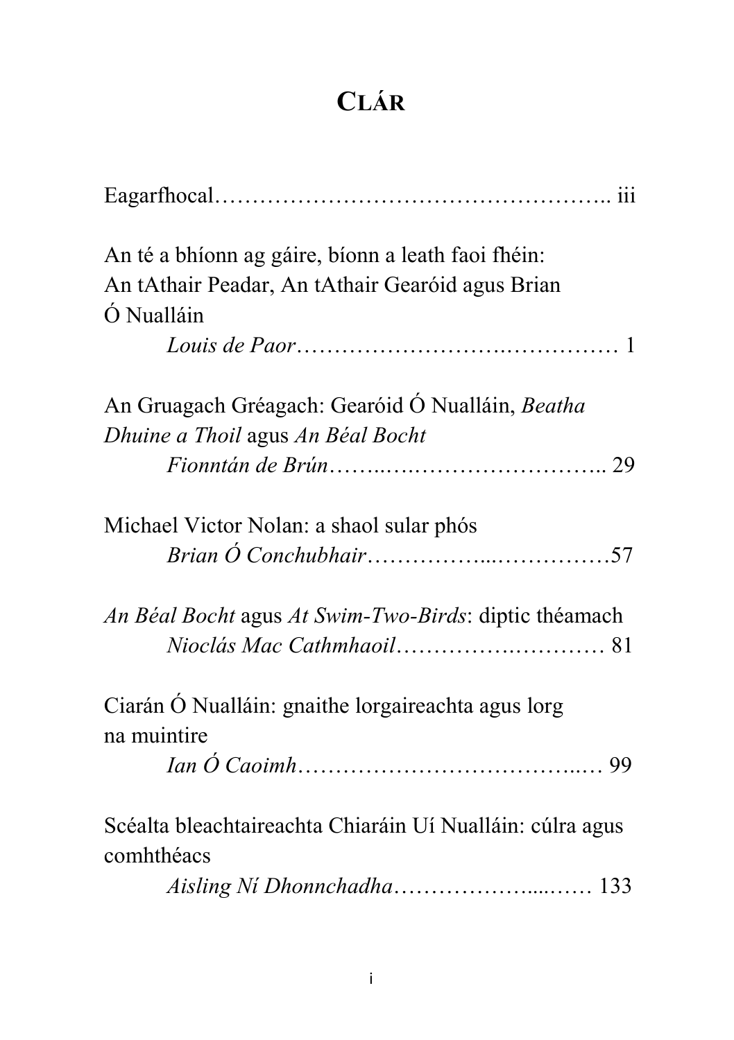# Clár

Eagarfhocal…………………………………………….. iii

An té a bhíonn ag gáire, bíonn a leath faoi fhéin: An tAthair Peadar, An tAthair Gearóid agus Brian Ó Nualláin
*Louis de Paor*……………………….…………… 1

An Gruagach Gréagach: Gearóid Ó Nualláin, *Beatha Dhuine a Thoil* agus *An Béal Bocht*
*Fionntán de Brún*……..….…………………….. 29

Michael Victor Nolan: a shaol sular phós
*Brian Ó Conchubhair*……………...……………57

*An Béal Bocht* agus *At Swim-Two-Birds*: diptic théamach
*Nioclás Mac Cathmhaoil*………….………… 81

Ciarán Ó Nualláin: gnaithe lorgaireachta agus lorg na muintire
*Ian Ó Caoimh*…………………………….…… 99

Scéalta bleachtaireachta Chiaráin Uí Nualláin: cúlra agus comhthéacs
*Aisling Ní Dhonnchadha*………………...…… 133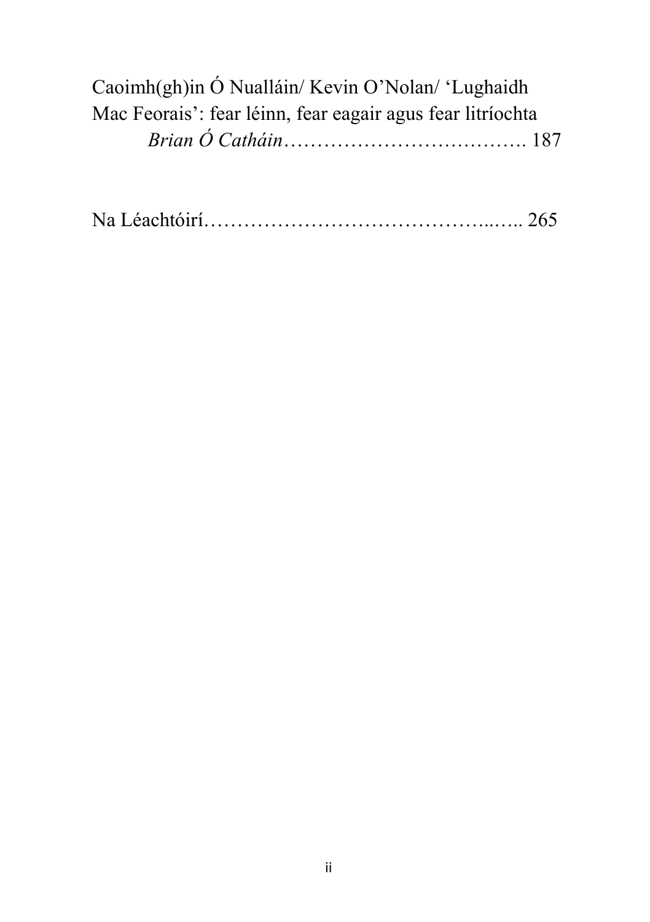Caoimh(gh)in Ó Nualláin/ Kevin O'Nolan/ 'Lughaidh Mac Feorais': fear léinn, fear eagair agus fear litríochta
*Brian Ó Catháin*………………………………. 187

Na Léachtóirí…………………………………...….. 265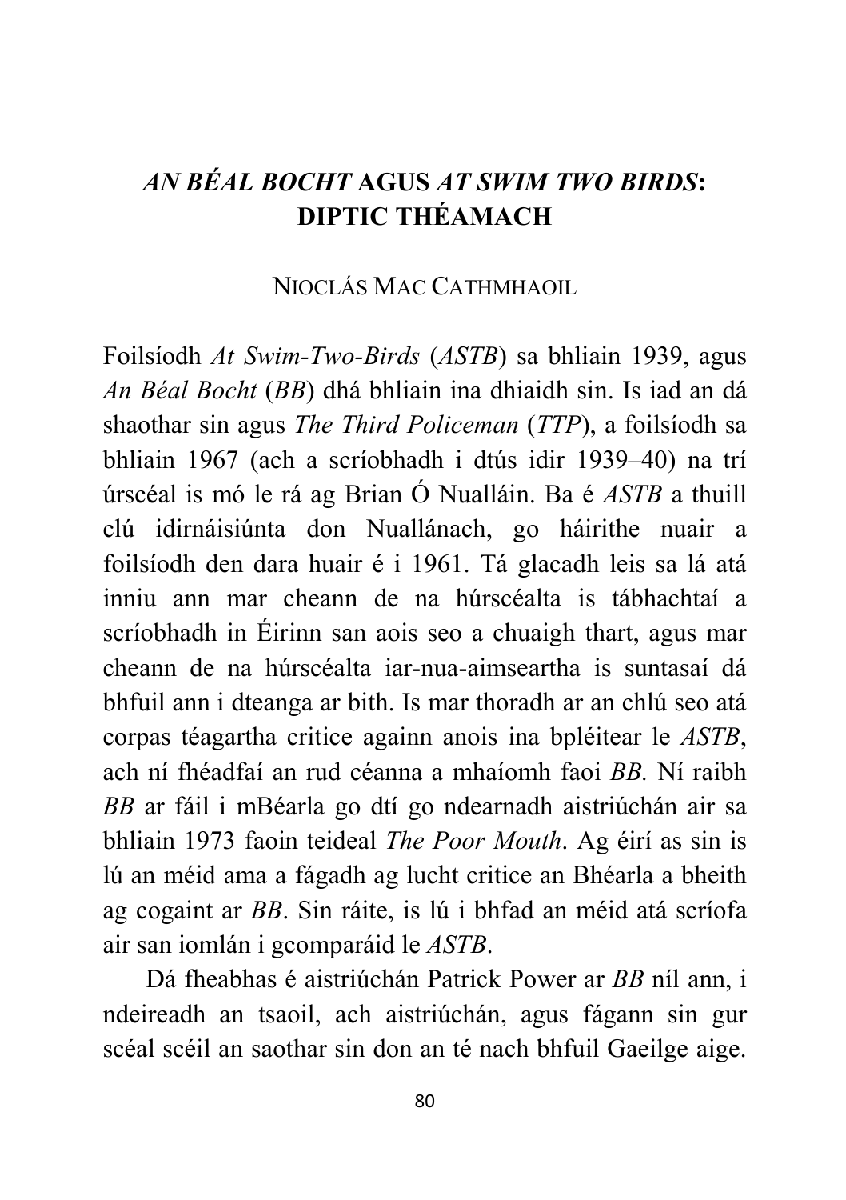# *AN BÉAL BOCHT* AGUS *AT SWIM TWO BIRDS*: DIPTIC THÉAMACH

NIOCLÁS MAC CATHMHAOIL

Foilsíodh *At Swim-Two-Birds* (*ASTB*) sa bhliain 1939, agus *An Béal Bocht* (*BB*) dhá bhliain ina dhiaidh sin. Is iad an dá shaothar sin agus *The Third Policeman* (*TTP*), a foilsíodh sa bhliain 1967 (ach a scríobhadh i dtús idir 1939–40) na trí úrscéal is mó le rá ag Brian Ó Nualláin. Ba é *ASTB* a thuill clú idirnáisiúnta don Nuallánach, go háirithe nuair a foilsíodh den dara huair é i 1961. Tá glacadh leis sa lá atá inniu ann mar cheann de na húrscéalta is tábhachtaí a scríobhadh in Éirinn san aois seo a chuaigh thart, agus mar cheann de na húrscéalta iar-nua-aimseartha is suntasaí dá bhfuil ann i dteanga ar bith. Is mar thoradh ar an chlú seo atá corpas téagartha critice againn anois ina bpléitear le *ASTB*, ach ní fhéadfaí an rud céanna a mhaíomh faoi *BB.* Ní raibh *BB* ar fáil i mBéarla go dtí go ndearnadh aistriúchán air sa bhliain 1973 faoin teideal *The Poor Mouth*. Ag éirí as sin is lú an méid ama a fágadh ag lucht critice an Bhéarla a bheith ag cogaint ar *BB*. Sin ráite, is lú i bhfad an méid atá scríofa air san iomlán i gcomparáid le *ASTB*.

Dá fheabhas é aistriúchán Patrick Power ar *BB* níl ann, i ndeireadh an tsaoil, ach aistriúchán, agus fágann sin gur scéal scéil an saothar sin don an té nach bhfuil Gaeilge aige.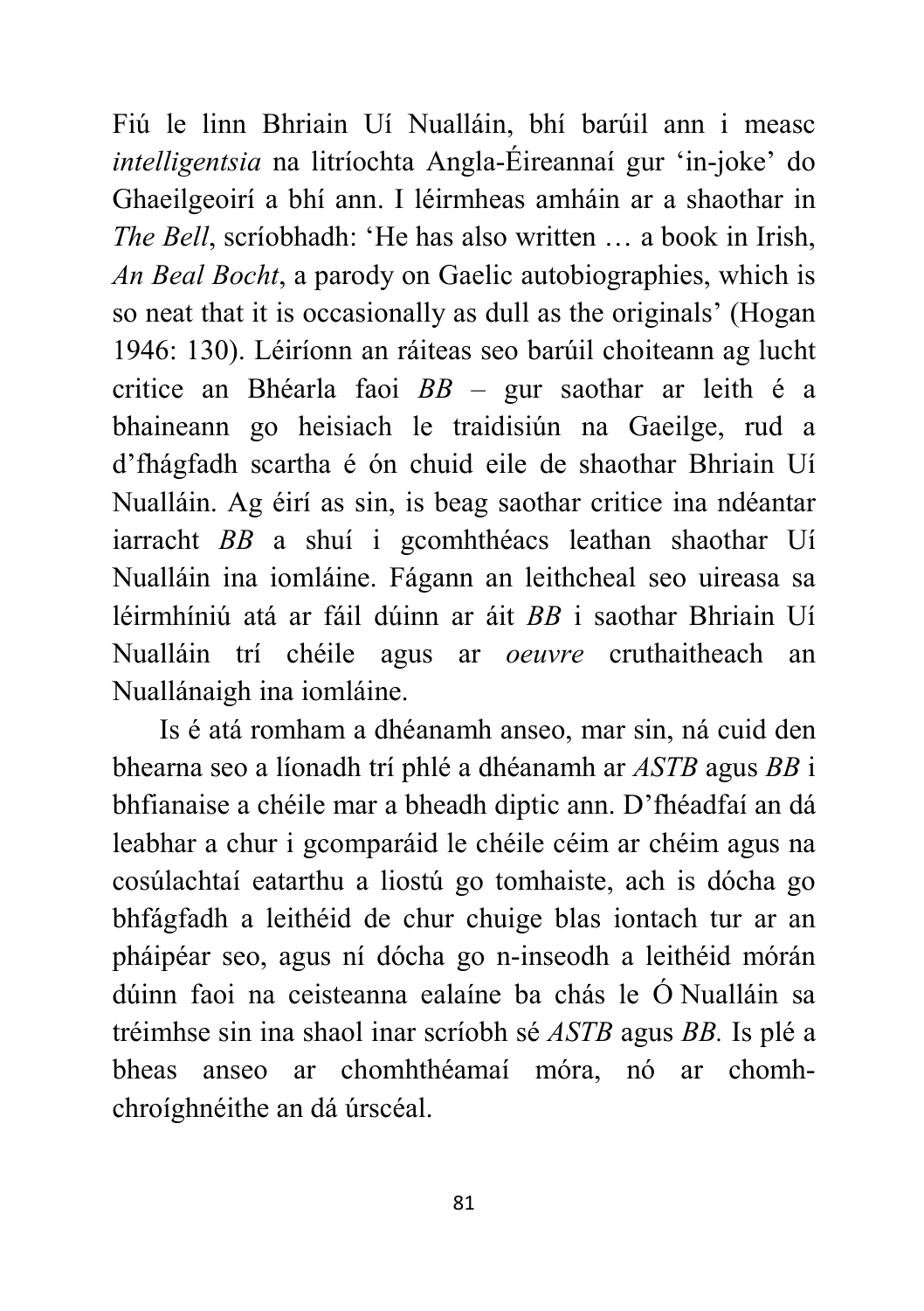Fiú le linn Bhriain Uí Nualláin, bhí barúil ann i measc *intelligentsia* na litríochta Angla-Éireannaí gur 'in-joke' do Ghaeilgeoirí a bhí ann. I léirmheas amháin ar a shaothar in *The Bell*, scríobhadh: 'He has also written … a book in Irish, *An Beal Bocht*, a parody on Gaelic autobiographies, which is so neat that it is occasionally as dull as the originals' (Hogan 1946: 130). Léiríonn an ráiteas seo barúil choiteann ag lucht critice an Bhéarla faoi *BB* – gur saothar ar leith é a bhaineann go heisiach le traidisiún na Gaeilge, rud a d'fhágfadh scartha é ón chuid eile de shaothar Bhriain Uí Nualláin. Ag éirí as sin, is beag saothar critice ina ndéantar iarracht *BB* a shuí i gcomhthéacs leathan shaothar Uí Nualláin ina iomláine. Fágann an leithcheal seo uireasa sa léirmhíniú atá ar fáil dúinn ar áit *BB* i saothar Bhriain Uí Nualláin trí chéile agus ar *oeuvre* cruthaitheach an Nuallánaigh ina iomláine.

Is é atá romham a dhéanamh anseo, mar sin, ná cuid den bhearna seo a líonadh trí phlé a dhéanamh ar *ASTB* agus *BB* i bhfianaise a chéile mar a bheadh diptic ann. D'fhéadfaí an dá leabhar a chur i gcomparáid le chéile céim ar chéim agus na cosúlachtaí eatarthu a liostú go tomhaiste, ach is dócha go bhfágfadh a leithéid de chur chuige blas iontach tur ar an pháipéar seo, agus ní dócha go n-inseodh a leithéid mórán dúinn faoi na ceisteanna ealaíne ba chás le Ó Nualláin sa tréimhse sin ina shaol inar scríobh sé *ASTB* agus *BB.* Is plé a bheas anseo ar chomhthéamaí móra, nó ar chomh-chroíghnéithe an dá úrscéal.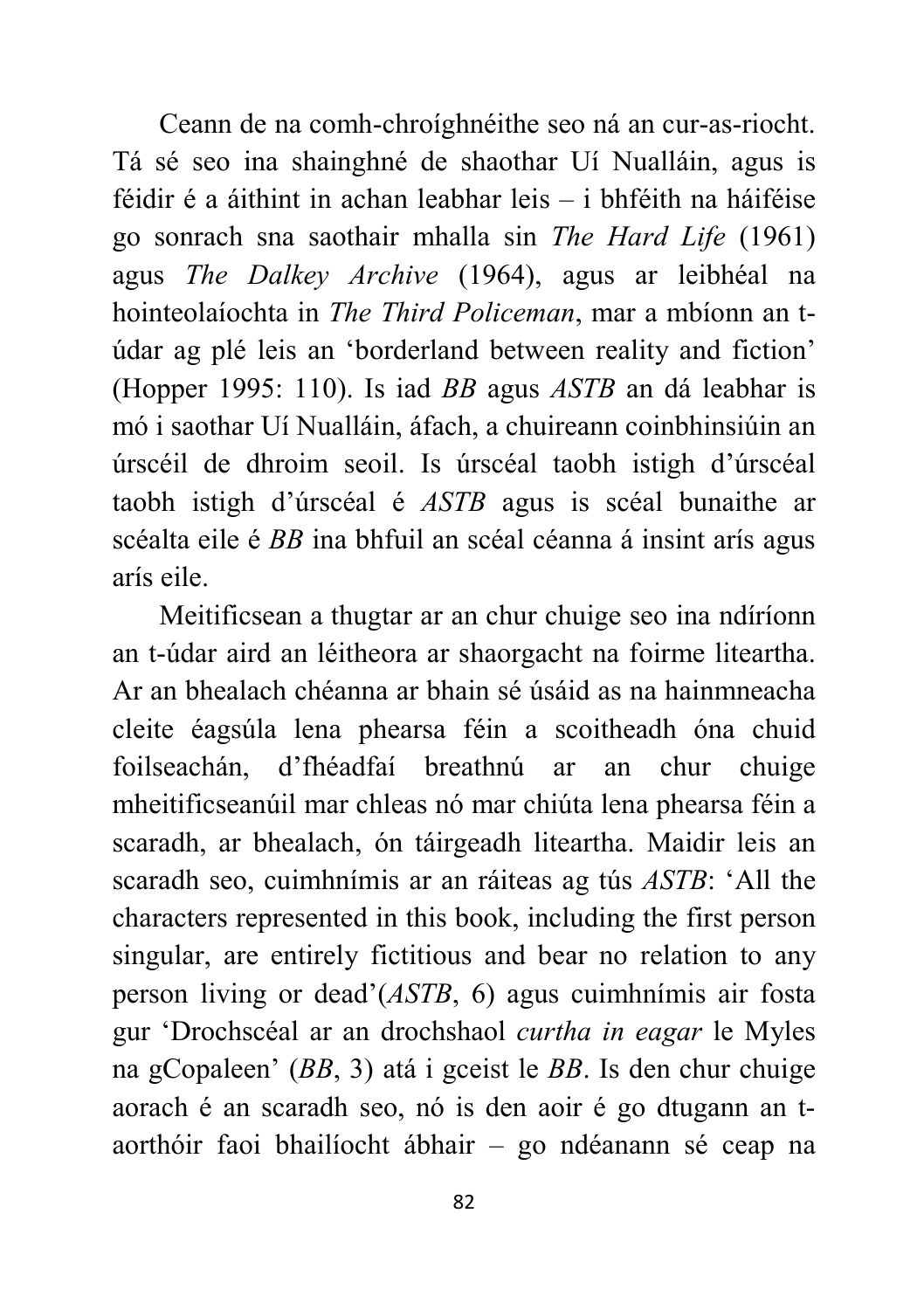Ceann de na comh-chroíghnéithe seo ná an cur-as-riocht. Tá sé seo ina shainghné de shaothar Uí Nualláin, agus is féidir é a áithint in achan leabhar leis – i bhféith na háiféise go sonrach sna saothair mhalla sin *The Hard Life* (1961) agus *The Dalkey Archive* (1964), agus ar leibhéal na hointeolaíochta in *The Third Policeman*, mar a mbíonn an t-údar ag plé leis an 'borderland between reality and fiction' (Hopper 1995: 110). Is iad *BB* agus *ASTB* an dá leabhar is mó i saothar Uí Nualláin, áfach, a chuireann coinbhinsiúin an úrscéil de dhroim seoil. Is úrscéal taobh istigh d'úrscéal taobh istigh d'úrscéal é *ASTB* agus is scéal bunaithe ar scéalta eile é *BB* ina bhfuil an scéal céanna á insint arís agus arís eile.

Meitificsean a thugtar ar an chur chuige seo ina ndíríonn an t-údar aird an léitheora ar shaorgacht na foirme liteartha. Ar an bhealach chéanna ar bhain sé úsáid as na hainmneacha cleite éagsúla lena phearsa féin a scoitheadh óna chuid foilseachán, d'fhéadfaí breathnú ar an chur chuige mheitificseanúil mar chleas nó mar chiúta lena phearsa féin a scaradh, ar bhealach, ón táirgeadh liteartha. Maidir leis an scaradh seo, cuimhnímis ar an ráiteas ag tús *ASTB*: 'All the characters represented in this book, including the first person singular, are entirely fictitious and bear no relation to any person living or dead'(*ASTB*, 6) agus cuimhnímis air fosta gur 'Drochscéal ar an drochshaol *curtha in eagar* le Myles na gCopaleen' (*BB*, 3) atá i gceist le *BB*. Is den chur chuige aorach é an scaradh seo, nó is den aoir é go dtugann an t-aorthóir faoi bhailíocht ábhair – go ndéanann sé ceap na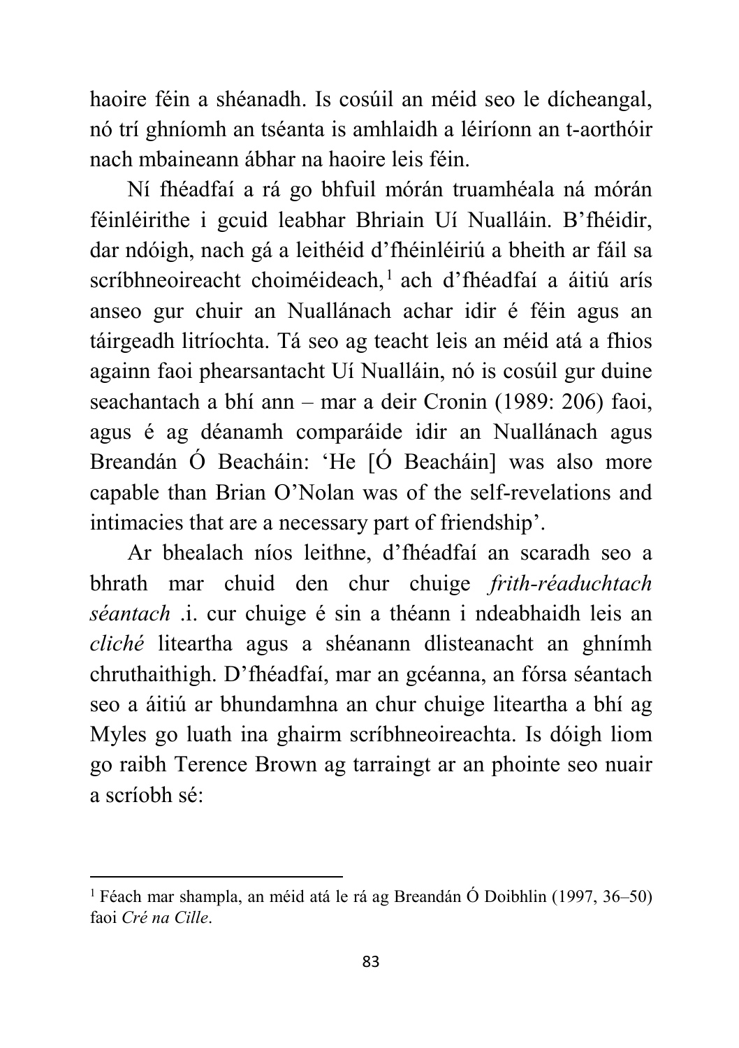haoire féin a shéanadh. Is cosúil an méid seo le dícheangal, nó trí ghníomh an tséanta is amhlaidh a léiríonn an t-aorthóir nach mbaineann ábhar na haoire leis féin.

Ní fhéadfaí a rá go bhfuil mórán truamhéala ná mórán féinléirithe i gcuid leabhar Bhriain Uí Nualláin. B'fhéidir, dar ndóigh, nach gá a leithéid d'fhéinléiriú a bheith ar fáil sa scríbhneoireacht choiméideach,[1] ach d'fhéadfaí a áitiú arís anseo gur chuir an Nuallánach achar idir é féin agus an táirgeadh litríochta. Tá seo ag teacht leis an méid atá a fhios againn faoi phearsantacht Uí Nualláin, nó is cosúil gur duine seachantach a bhí ann – mar a deir Cronin (1989: 206) faoi, agus é ag déanamh comparáide idir an Nuallánach agus Breandán Ó Beacháin: 'He [Ó Beacháin] was also more capable than Brian O'Nolan was of the self-revelations and intimacies that are a necessary part of friendship'.

Ar bhealach níos leithne, d'fhéadfaí an scaradh seo a bhrath mar chuid den chur chuige *frith-réaduchtach séantach* .i. cur chuige é sin a théann i ndeabhaidh leis an *cliché* liteartha agus a shéanann dlisteanacht an ghnímh chruthaithigh. D'fhéadfaí, mar an gcéanna, an fórsa séantach seo a áitiú ar bhundamhna an chur chuige liteartha a bhí ag Myles go luath ina ghairm scríbhneoireachta. Is dóigh liom go raibh Terence Brown ag tarraingt ar an phointe seo nuair a scríobh sé:

---

[1] Féach mar shampla, an méid atá le rá ag Breandán Ó Doibhlin (1997, 36–50) faoi *Cré na Cille*.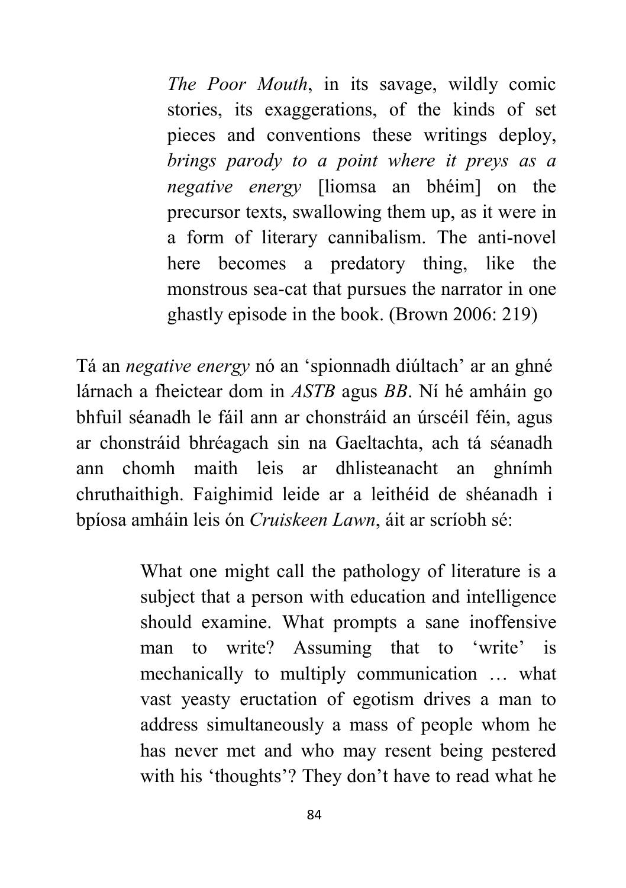> *The Poor Mouth*, in its savage, wildly comic stories, its exaggerations, of the kinds of set pieces and conventions these writings deploy, *brings parody to a point where it preys as a negative energy* [liomsa an bhéim] on the precursor texts, swallowing them up, as it were in a form of literary cannibalism. The anti-novel here becomes a predatory thing, like the monstrous sea-cat that pursues the narrator in one ghastly episode in the book. (Brown 2006: 219)

Tá an *negative energy* nó an 'spionnadh diúltach' ar an ghné lárnach a fheictear dom in *ASTB* agus *BB*. Ní hé amháin go bhfuil séanadh le fáil ann ar chonstráid an úrscéil féin, agus ar chonstráid bhréagach sin na Gaeltachta, ach tá séanadh ann chomh maith leis ar dhlisteanacht an ghnímh chruthaithigh. Faighimid leide ar a leithéid de shéanadh i bpíosa amháin leis ón *Cruiskeen Lawn*, áit ar scríobh sé:

> What one might call the pathology of literature is a subject that a person with education and intelligence should examine. What prompts a sane inoffensive man to write? Assuming that to 'write' is mechanically to multiply communication … what vast yeasty eructation of egotism drives a man to address simultaneously a mass of people whom he has never met and who may resent being pestered with his 'thoughts'? They don't have to read what he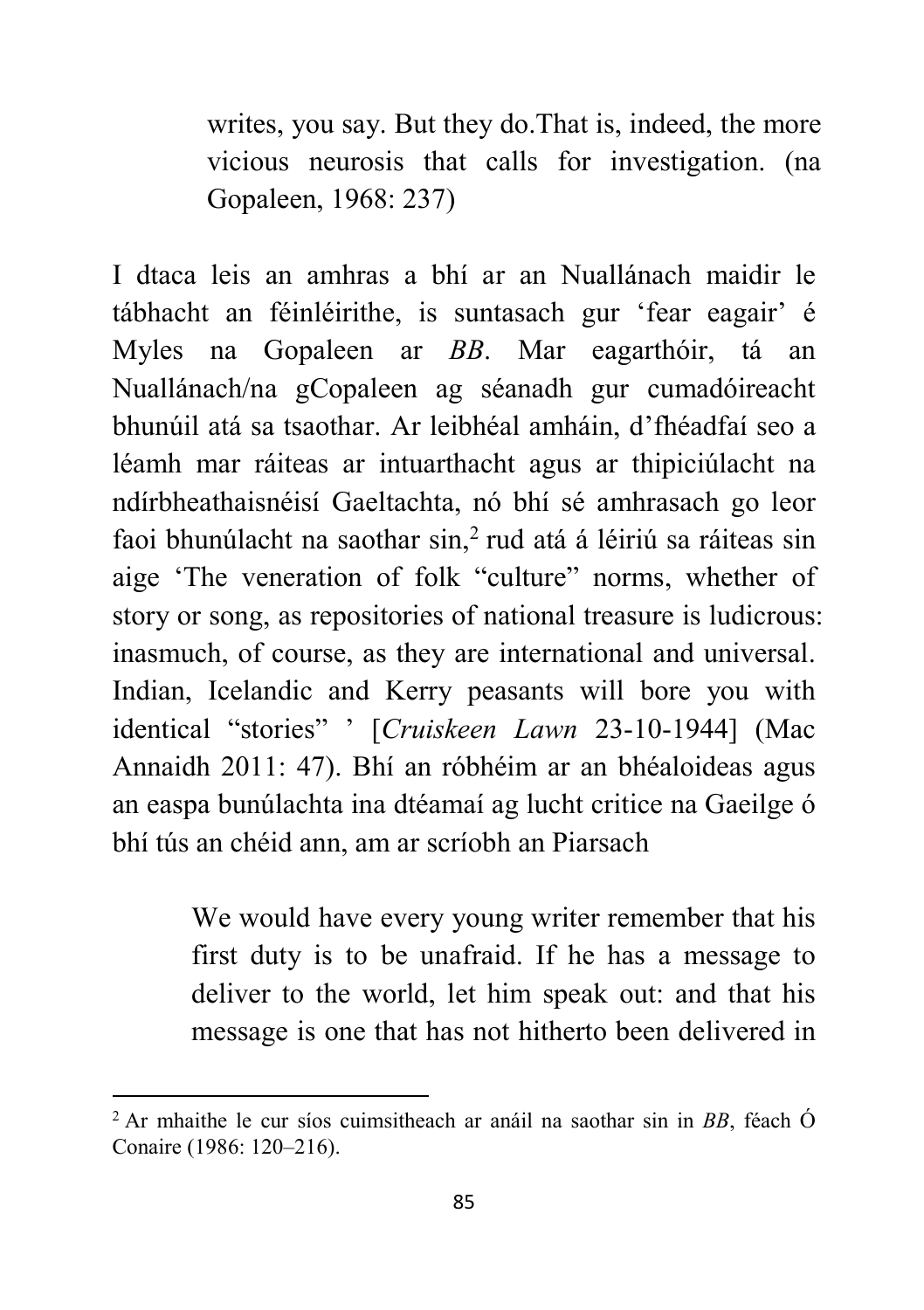> writes, you say. But they do.That is, indeed, the more vicious neurosis that calls for investigation. (na Gopaleen, 1968: 237)

I dtaca leis an amhras a bhí ar an Nuallánach maidir le tábhacht an féinléirithe, is suntasach gur 'fear eagair' é Myles na Gopaleen ar *BB*. Mar eagarthóir, tá an Nuallánach/na gCopaleen ag séanadh gur cumadóireacht bhunúil atá sa tsaothar. Ar leibhéal amháin, d'fhéadfaí seo a léamh mar ráiteas ar intuarthacht agus ar thipiciúlacht na ndírbheathaisnéisí Gaeltachta, nó bhí sé amhrasach go leor faoi bhunúlacht na saothar sin,[2] rud atá á léiriú sa ráiteas sin aige 'The veneration of folk "culture" norms, whether of story or song, as repositories of national treasure is ludicrous: inasmuch, of course, as they are international and universal. Indian, Icelandic and Kerry peasants will bore you with identical "stories" ' [*Cruiskeen Lawn* 23-10-1944] (Mac Annaidh 2011: 47). Bhí an róbhéim ar an bhéaloideas agus an easpa bunúlachta ina dtéamaí ag lucht critice na Gaeilge ó bhí tús an chéid ann, am ar scríobh an Piarsach

> We would have every young writer remember that his first duty is to be unafraid. If he has a message to deliver to the world, let him speak out: and that his message is one that has not hitherto been delivered in

[2] Ar mhaithe le cur síos cuimsitheach ar anáil na saothar sin in *BB*, féach Ó Conaire (1986: 120–216).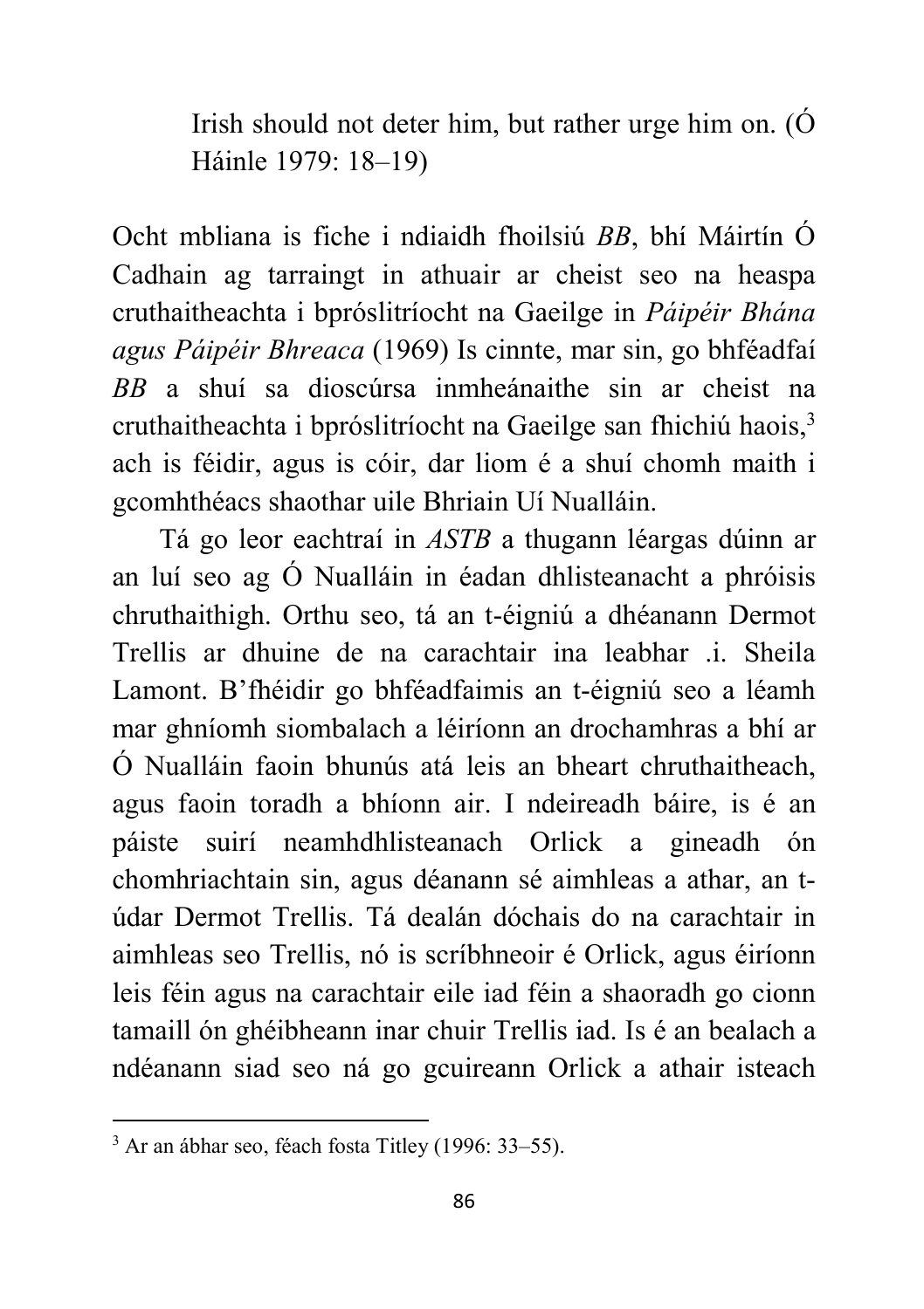> Irish should not deter him, but rather urge him on. (Ó Háinle 1979: 18–19)

Ocht mbliana is fiche i ndiaidh fhoilsiú *BB*, bhí Máirtín Ó Cadhain ag tarraingt in athuair ar cheist seo na heaspa cruthaitheachta i bpróslitríocht na Gaeilge in *Páipéir Bhána agus Páipéir Bhreaca* (1969) Is cinnte, mar sin, go bhféadfaí *BB* a shuí sa dioscúrsa inmheánaithe sin ar cheist na cruthaitheachta i bpróslitríocht na Gaeilge san fhichiú haois,[3] ach is féidir, agus is cóir, dar liom é a shuí chomh maith i gcomhthéacs shaothar uile Bhriain Uí Nualláin.

Tá go leor eachtraí in *ASTB* a thugann léargas dúinn ar an luí seo ag Ó Nualláin in éadan dhlisteanacht a phróisis chruthaithigh. Orthu seo, tá an t-éigniú a dhéanann Dermot Trellis ar dhuine de na carachtair ina leabhar .i. Sheila Lamont. B'fhéidir go bhféadfaimis an t-éigniú seo a léamh mar ghníomh siombalach a léiríonn an drochamhras a bhí ar Ó Nualláin faoin bhunús atá leis an bheart chruthaitheach, agus faoin toradh a bhíonn air. I ndeireadh báire, is é an páiste suirí neamhdhlisteanach Orlick a gineadh ón chomhriachtain sin, agus déanann sé aimhleas a athar, an t-údar Dermot Trellis. Tá dealán dóchais do na carachtair in aimhleas seo Trellis, nó is scríbhneoir é Orlick, agus éiríonn leis féin agus na carachtair eile iad féin a shaoradh go cionn tamaill ón ghéibheann inar chuir Trellis iad. Is é an bealach a ndéanann siad seo ná go gcuireann Orlick a athair isteach

[3] Ar an ábhar seo, féach fosta Titley (1996: 33–55).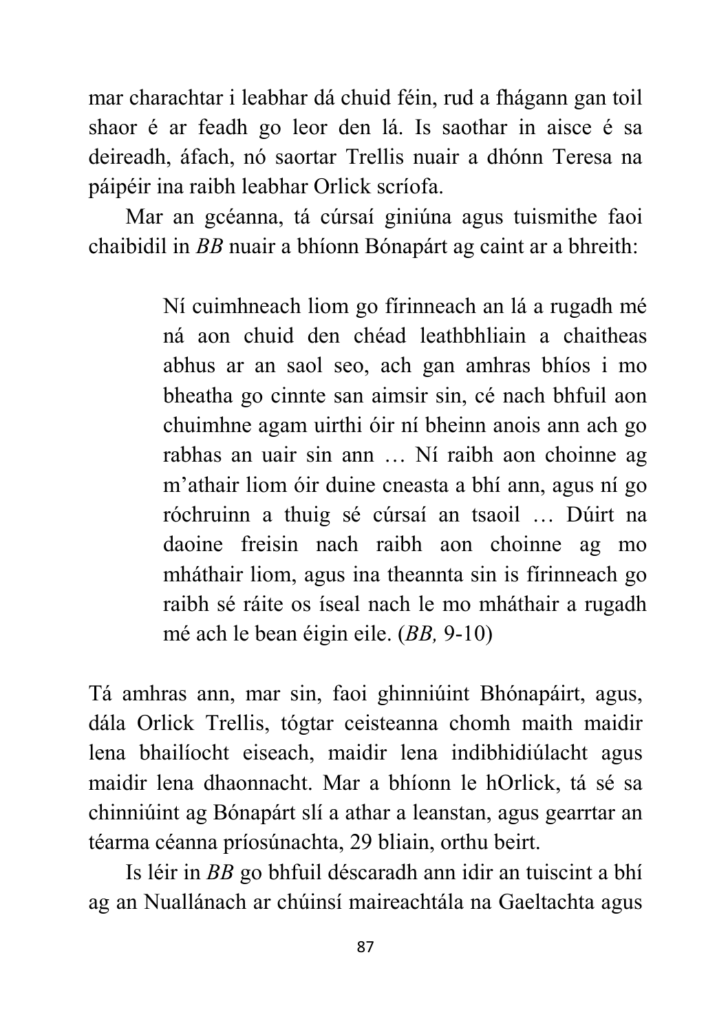mar charachtar i leabhar dá chuid féin, rud a fhágann gan toil shaor é ar feadh go leor den lá. Is saothar in aisce é sa deireadh, áfach, nó saortar Trellis nuair a dhónn Teresa na páipéir ina raibh leabhar Orlick scríofa.

Mar an gcéanna, tá cúrsaí giniúna agus tuismithe faoi chaibidil in *BB* nuair a bhíonn Bónapárt ag caint ar a bhreith:

> Ní cuimhneach liom go fírinneach an lá a rugadh mé ná aon chuid den chéad leathbhliain a chaitheas abhus ar an saol seo, ach gan amhras bhíos i mo bheatha go cinnte san aimsir sin, cé nach bhfuil aon chuimhne agam uirthi óir ní bheinn anois ann ach go rabhas an uair sin ann … Ní raibh aon choinne ag m'athair liom óir duine cneasta a bhí ann, agus ní go róchruinn a thuig sé cúrsaí an tsaoil … Dúirt na daoine freisin nach raibh aon choinne ag mo mháthair liom, agus ina theannta sin is fírinneach go raibh sé ráite os íseal nach le mo mháthair a rugadh mé ach le bean éigin eile. (*BB,* 9-10)

Tá amhras ann, mar sin, faoi ghinniúint Bhónapáirt, agus, dála Orlick Trellis, tógtar ceisteanna chomh maith maidir lena bhailíocht eiseach, maidir lena indibhidiúlacht agus maidir lena dhaonnacht. Mar a bhíonn le hOrlick, tá sé sa chinniúint ag Bónapárt slí a athar a leanstan, agus gearrtar an téarma céanna príosúnachta, 29 bliain, orthu beirt.

Is léir in *BB* go bhfuil déscaradh ann idir an tuiscint a bhí ag an Nuallánach ar chúinsí maireachtála na Gaeltachta agus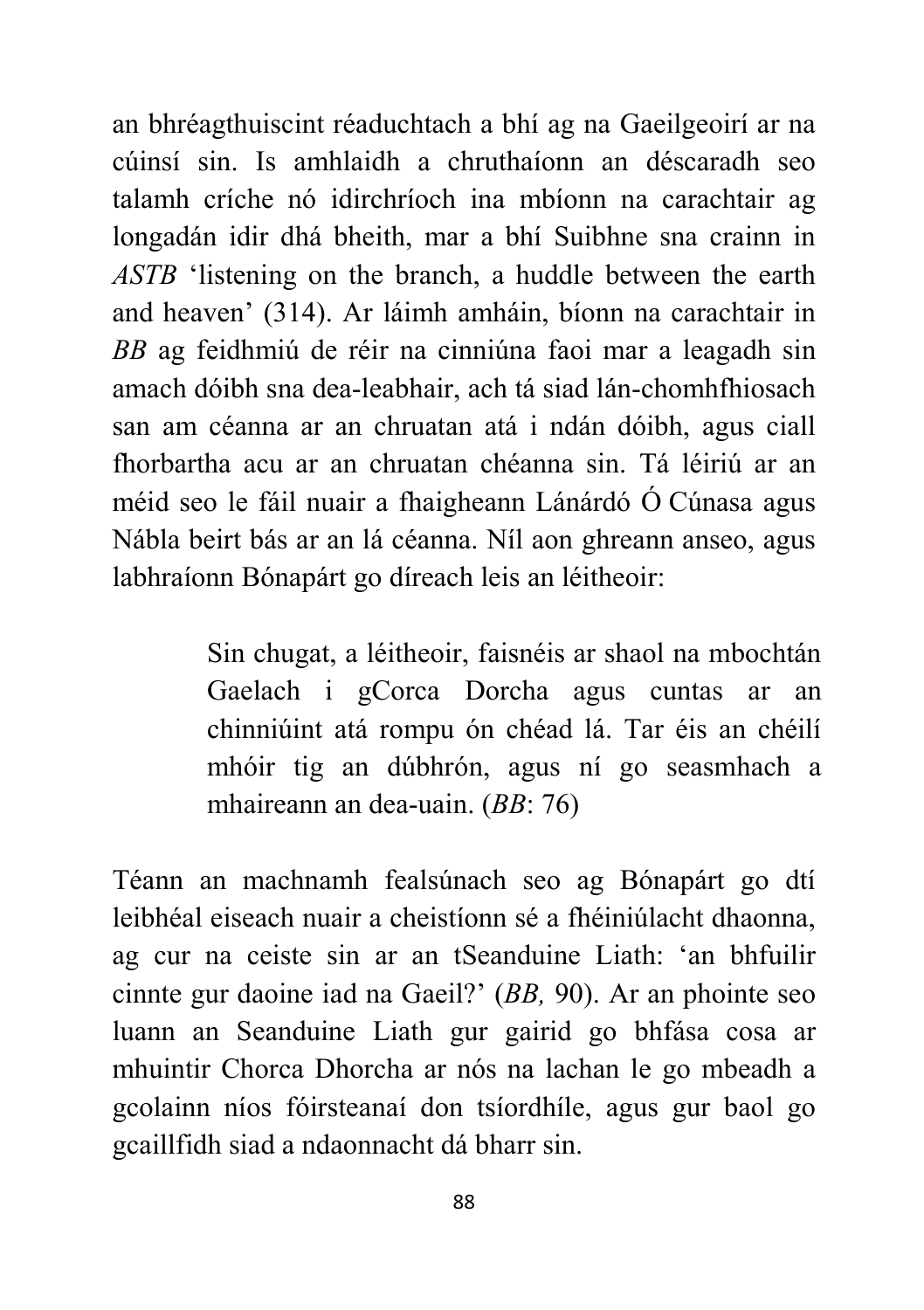an bhréagthuiscint réaduchtach a bhí ag na Gaeilgeoirí ar na cúinsí sin. Is amhlaidh a chruthaíonn an déscaradh seo talamh críche nó idirchríoch ina mbíonn na carachtair ag longadán idir dhá bheith, mar a bhí Suibhne sna crainn in *ASTB* 'listening on the branch, a huddle between the earth and heaven' (314). Ar láimh amháin, bíonn na carachtair in *BB* ag feidhmiú de réir na cinniúna faoi mar a leagadh sin amach dóibh sna dea-leabhair, ach tá siad lán-chomhfhiosach san am céanna ar an chruatan atá i ndán dóibh, agus ciall fhorbartha acu ar an chruatan chéanna sin. Tá léiriú ar an méid seo le fáil nuair a fhaigheann Lánárdó Ó Cúnasa agus Nábla beirt bás ar an lá céanna. Níl aon ghreann anseo, agus labhraíonn Bónapárt go díreach leis an léitheoir:

> Sin chugat, a léitheoir, faisnéis ar shaol na mbochtán Gaelach i gCorca Dorcha agus cuntas ar an chinniúint atá rompu ón chéad lá. Tar éis an chéilí mhóir tig an dúbhrón, agus ní go seasmhach a mhaireann an dea-uain. (*BB*: 76)

Téann an machnamh fealsúnach seo ag Bónapárt go dtí leibhéal eiseach nuair a cheistíonn sé a fhéiniúlacht dhaonna, ag cur na ceiste sin ar an tSeanduine Liath: 'an bhfuilir cinnte gur daoine iad na Gaeil?' (*BB,* 90). Ar an phointe seo luann an Seanduine Liath gur gairid go bhfása cosa ar mhuintir Chorca Dhorcha ar nós na lachan le go mbeadh a gcolainn níos fóirsteanaí don tsíordhíle, agus gur baol go gcaillfidh siad a ndaonnacht dá bharr sin.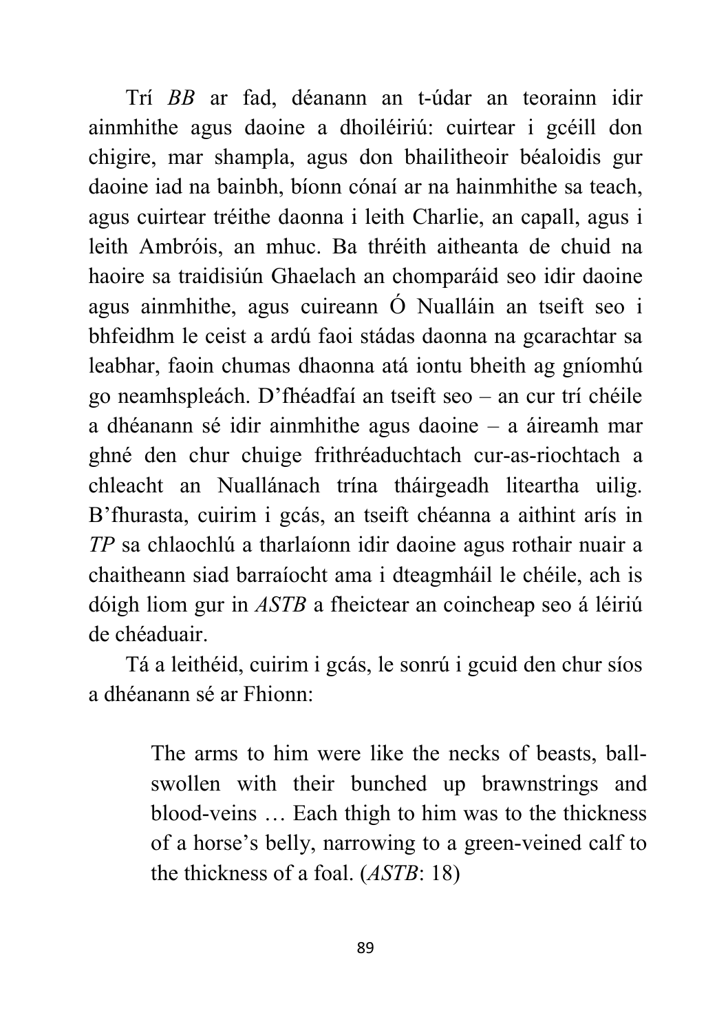Trí *BB* ar fad, déanann an t-údar an teorainn idir ainmhithe agus daoine a dhoiléiriú: cuirtear i gcéill don chigire, mar shampla, agus don bhailitheoir béaloidis gur daoine iad na bainbh, bíonn cónaí ar na hainmhithe sa teach, agus cuirtear tréithe daonna i leith Charlie, an capall, agus i leith Ambróis, an mhuc. Ba thréith aitheanta de chuid na haoire sa traidisiún Ghaelach an chomparáid seo idir daoine agus ainmhithe, agus cuireann Ó Nualláin an tseift seo i bhfeidhm le ceist a ardú faoi stádas daonna na gcarachtar sa leabhar, faoin chumas dhaonna atá iontu bheith ag gníomhú go neamhspleách. D'fhéadfaí an tseift seo – an cur trí chéile a dhéanann sé idir ainmhithe agus daoine – a áireamh mar ghné den chur chuige frithréaduchtach cur-as-riochtach a chleacht an Nuallánach trína tháirgeadh liteartha uilig. B'fhurasta, cuirim i gcás, an tseift chéanna a aithint arís in *TP* sa chlaochlú a tharlaíonn idir daoine agus rothair nuair a chaitheann siad barraíocht ama i dteagmháil le chéile, ach is dóigh liom gur in *ASTB* a fheictear an coincheap seo á léiriú de chéaduair.

Tá a leithéid, cuirim i gcás, le sonrú i gcuid den chur síos a dhéanann sé ar Fhionn:

> The arms to him were like the necks of beasts, ball-swollen with their bunched up brawnstrings and blood-veins … Each thigh to him was to the thickness of a horse's belly, narrowing to a green-veined calf to the thickness of a foal. (*ASTB*: 18)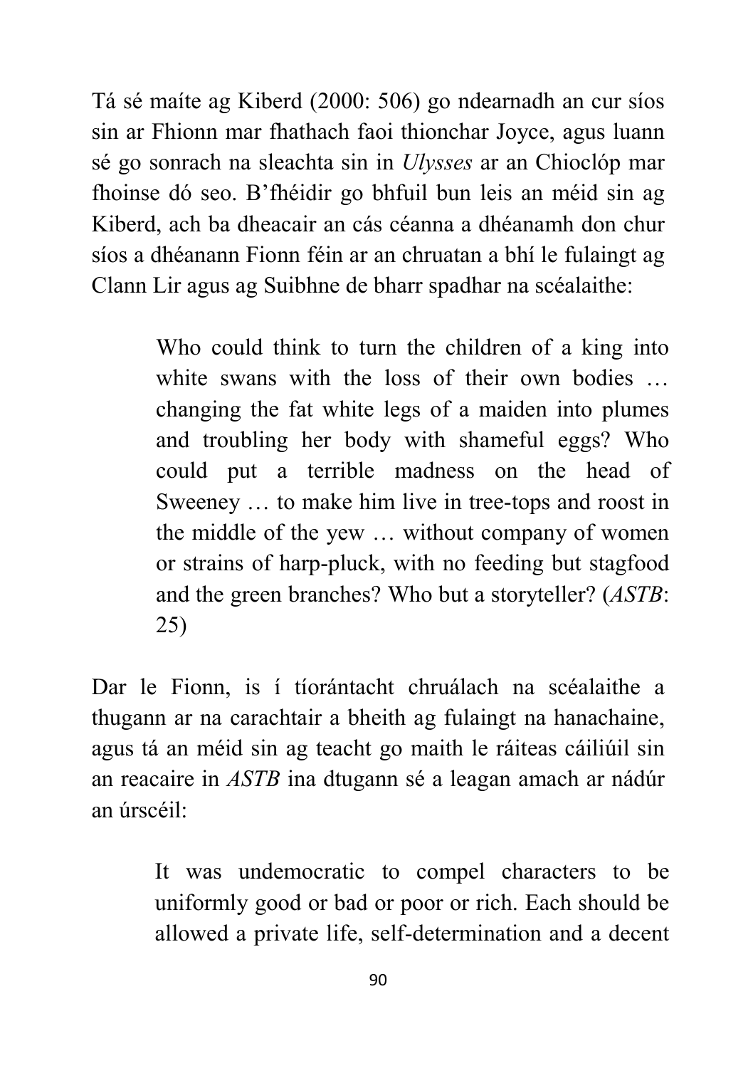Tá sé maíte ag Kiberd (2000: 506) go ndearnadh an cur síos sin ar Fhionn mar fhathach faoi thionchar Joyce, agus luann sé go sonrach na sleachta sin in *Ulysses* ar an Chioclóp mar fhoinse dó seo. B'fhéidir go bhfuil bun leis an méid sin ag Kiberd, ach ba dheacair an cás céanna a dhéanamh don chur síos a dhéanann Fionn féin ar an chruatan a bhí le fulaingt ag Clann Lir agus ag Suibhne de bharr spadhar na scéalaithe:

> Who could think to turn the children of a king into white swans with the loss of their own bodies … changing the fat white legs of a maiden into plumes and troubling her body with shameful eggs? Who could put a terrible madness on the head of Sweeney … to make him live in tree-tops and roost in the middle of the yew … without company of women or strains of harp-pluck, with no feeding but stagfood and the green branches? Who but a storyteller? (*ASTB*: 25)

Dar le Fionn, is í tíorántacht chruálach na scéalaithe a thugann ar na carachtair a bheith ag fulaingt na hanachaine, agus tá an méid sin ag teacht go maith le ráiteas cáiliúil sin an reacaire in *ASTB* ina dtugann sé a leagan amach ar nádúr an úrscéil:

> It was undemocratic to compel characters to be uniformly good or bad or poor or rich. Each should be allowed a private life, self-determination and a decent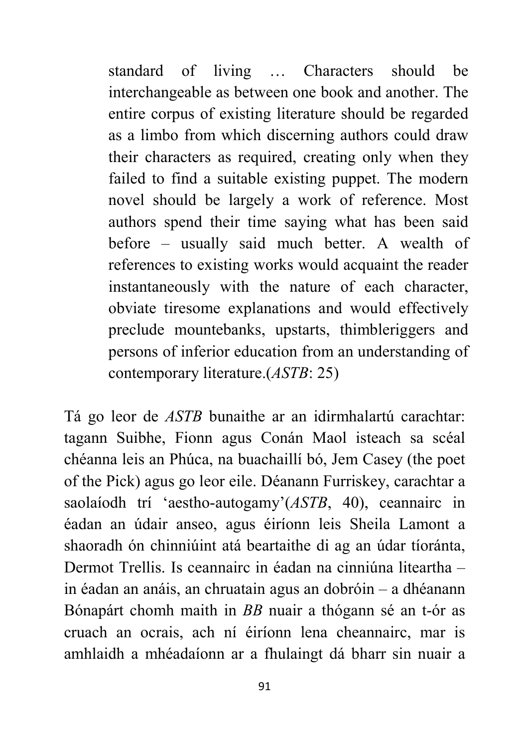> standard of living … Characters should be interchangeable as between one book and another. The entire corpus of existing literature should be regarded as a limbo from which discerning authors could draw their characters as required, creating only when they failed to find a suitable existing puppet. The modern novel should be largely a work of reference. Most authors spend their time saying what has been said before – usually said much better. A wealth of references to existing works would acquaint the reader instantaneously with the nature of each character, obviate tiresome explanations and would effectively preclude mountebanks, upstarts, thimbleriggers and persons of inferior education from an understanding of contemporary literature.(*ASTB*: 25)

Tá go leor de *ASTB* bunaithe ar an idirmhalartú carachtar: tagann Suibhe, Fionn agus Conán Maol isteach sa scéal chéanna leis an Phúca, na buachaillí bó, Jem Casey (the poet of the Pick) agus go leor eile. Déanann Furriskey, carachtar a saolaíodh trí 'aestho-autogamy'(*ASTB*, 40), ceannairc in éadan an údair anseo, agus éiríonn leis Sheila Lamont a shaoradh ón chinniúint atá beartaithe di ag an údar tíoránta, Dermot Trellis. Is ceannairc in éadan na cinniúna liteartha – in éadan an anáis, an chruatain agus an dobróin – a dhéanann Bónapárt chomh maith in *BB* nuair a thógann sé an t-ór as cruach an ocrais, ach ní éiríonn lena cheannairc, mar is amhlaidh a mhéadaíonn ar a fhulaingt dá bharr sin nuair a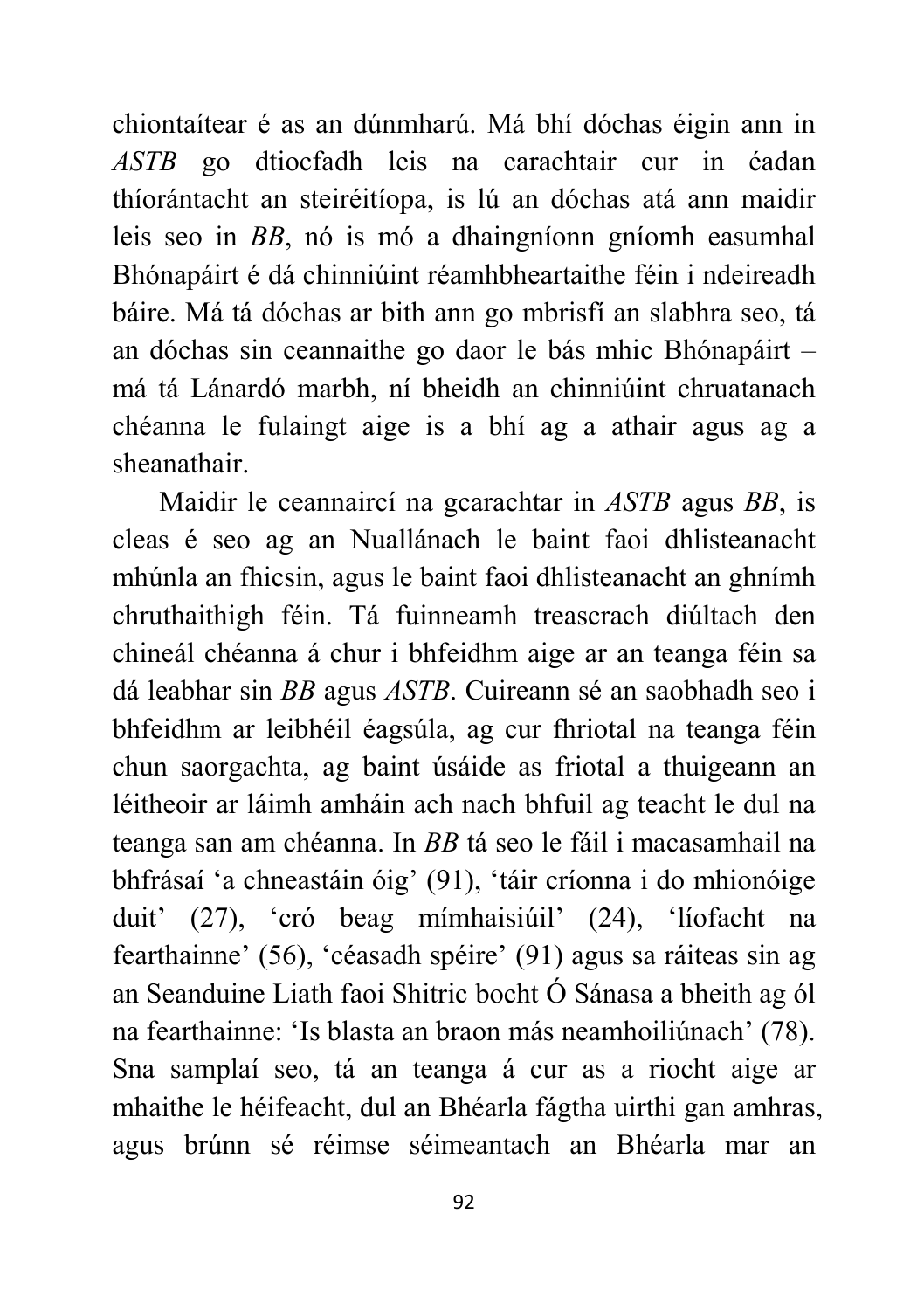chiontaítear é as an dúnmharú. Má bhí dóchas éigin ann in *ASTB* go dtiocfadh leis na carachtair cur in éadan thíorántacht an steiréitíopa, is lú an dóchas atá ann maidir leis seo in *BB*, nó is mó a dhaingníonn gníomh easumhal Bhónapáirt é dá chinniúint réamhbheartaithe féin i ndeireadh báire. Má tá dóchas ar bith ann go mbrisfí an slabhra seo, tá an dóchas sin ceannaithe go daor le bás mhic Bhónapáirt – má tá Lánardó marbh, ní bheidh an chinniúint chruatanach chéanna le fulaingt aige is a bhí ag a athair agus ag a sheanathair.

Maidir le ceannaircí na gcarachtar in *ASTB* agus *BB*, is cleas é seo ag an Nuallánach le baint faoi dhlisteanacht mhúnla an fhicsin, agus le baint faoi dhlisteanacht an ghnímh chruthaithigh féin. Tá fuinneamh treascrach diúltach den chineál chéanna á chur i bhfeidhm aige ar an teanga féin sa dá leabhar sin *BB* agus *ASTB*. Cuireann sé an saobhadh seo i bhfeidhm ar leibhéil éagsúla, ag cur fhriotal na teanga féin chun saorgachta, ag baint úsáide as friotal a thuigeann an léitheoir ar láimh amháin ach nach bhfuil ag teacht le dul na teanga san am chéanna. In *BB* tá seo le fáil i macasamhail na bhfrásaí 'a chneastáin óig' (91), 'táir críonna i do mhionóige duit' (27), 'cró beag mímhaisiúil' (24), 'líofacht na fearthainne' (56), 'céasadh spéire' (91) agus sa ráiteas sin ag an Seanduine Liath faoi Shitric bocht Ó Sánasa a bheith ag ól na fearthainne: 'Is blasta an braon más neamhoiliúnach' (78). Sna samplaí seo, tá an teanga á cur as a riocht aige ar mhaithe le héifeacht, dul an Bhéarla fágtha uirthi gan amhras, agus brúnn sé réimse séimeantach an Bhéarla mar an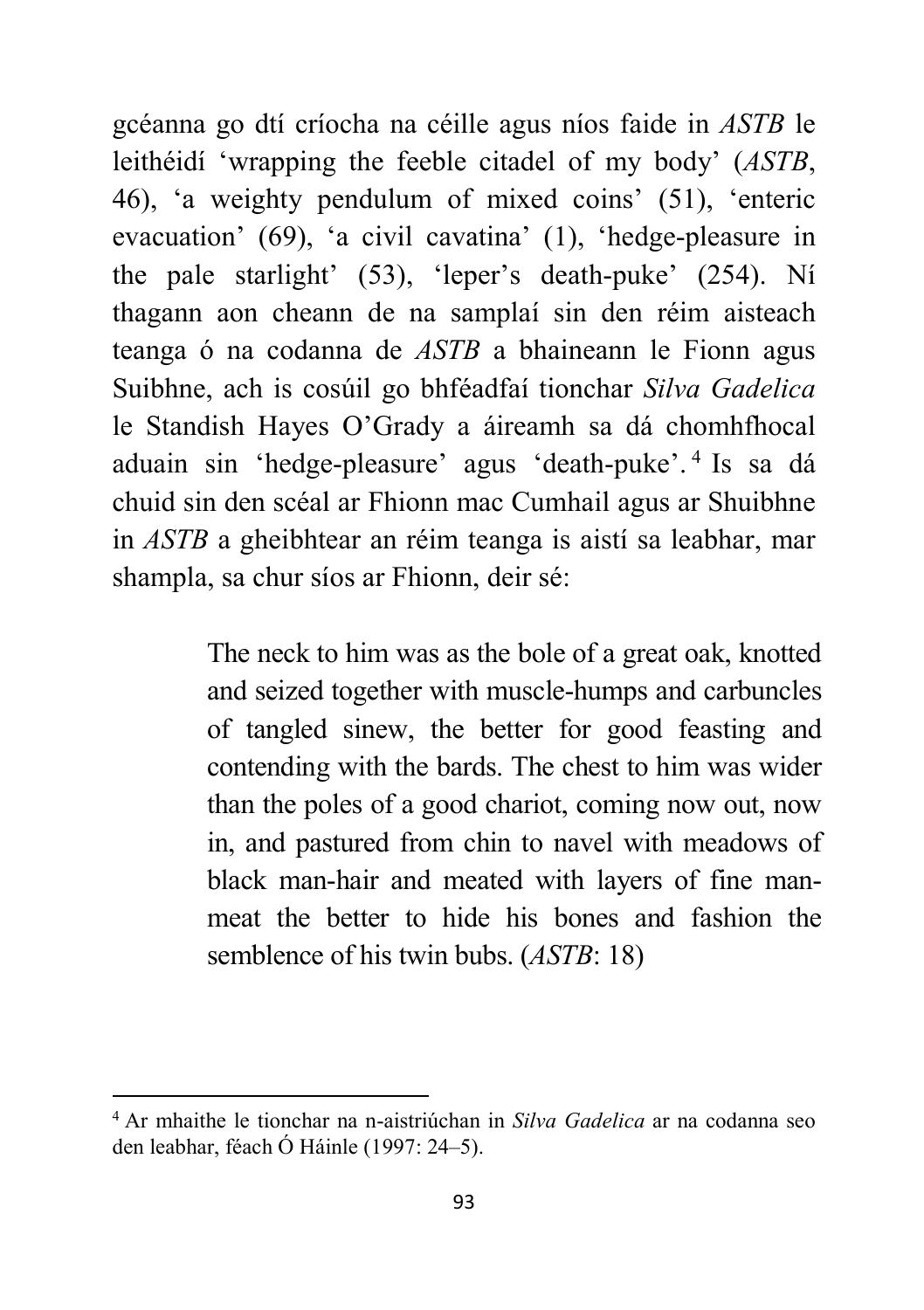gcéanna go dtí críocha na céille agus níos faide in *ASTB* le leithéidí 'wrapping the feeble citadel of my body' (*ASTB*, 46), 'a weighty pendulum of mixed coins' (51), 'enteric evacuation' (69), 'a civil cavatina' (1), 'hedge-pleasure in the pale starlight' (53), 'leper's death-puke' (254). Ní thagann aon cheann de na samplaí sin den réim aisteach teanga ó na codanna de *ASTB* a bhaineann le Fionn agus Suibhne, ach is cosúil go bhféadfaí tionchar *Silva Gadelica* le Standish Hayes O'Grady a áireamh sa dá chomhfhocal aduain sin 'hedge-pleasure' agus 'death-puke'.[4] Is sa dá chuid sin den scéal ar Fhionn mac Cumhail agus ar Shuibhne in *ASTB* a gheibhtear an réim teanga is aistí sa leabhar, mar shampla, sa chur síos ar Fhionn, deir sé:

> The neck to him was as the bole of a great oak, knotted and seized together with muscle-humps and carbuncles of tangled sinew, the better for good feasting and contending with the bards. The chest to him was wider than the poles of a good chariot, coming now out, now in, and pastured from chin to navel with meadows of black man-hair and meated with layers of fine man-meat the better to hide his bones and fashion the semblence of his twin bubs. (*ASTB*: 18)

---

[4] Ar mhaithe le tionchar na n-aistriúchan in *Silva Gadelica* ar na codanna seo den leabhar, féach Ó Háinle (1997: 24–5).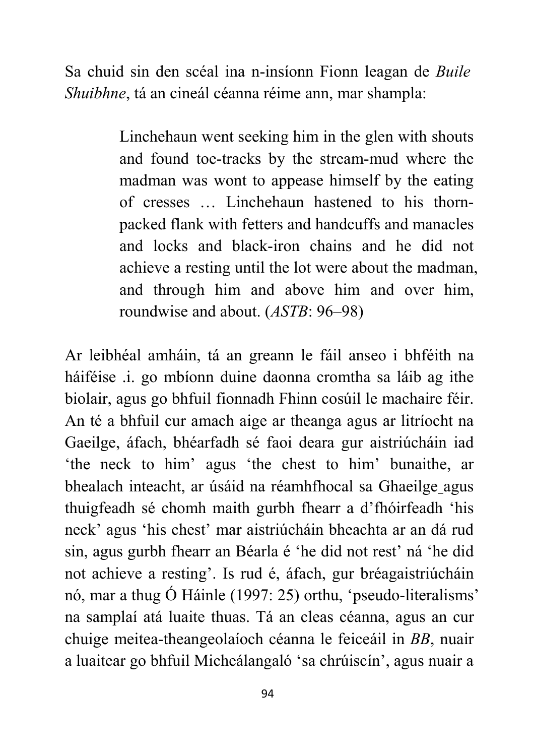Sa chuid sin den scéal ina n-insíonn Fionn leagan de *Buile Shuibhne*, tá an cineál céanna réime ann, mar shampla:

> Linchehaun went seeking him in the glen with shouts and found toe-tracks by the stream-mud where the madman was wont to appease himself by the eating of cresses … Linchehaun hastened to his thorn-packed flank with fetters and handcuffs and manacles and locks and black-iron chains and he did not achieve a resting until the lot were about the madman, and through him and above him and over him, roundwise and about. (*ASTB*: 96–98)

Ar leibhéal amháin, tá an greann le fáil anseo i bhféith na háiféise .i. go mbíonn duine daonna cromtha sa láib ag ithe biolair, agus go bhfuil fionnadh Fhinn cosúil le machaire féir. An té a bhfuil cur amach aige ar theanga agus ar litríocht na Gaeilge, áfach, bhéarfadh sé faoi deara gur aistriúcháin iad 'the neck to him' agus 'the chest to him' bunaithe, ar bhealach inteacht, ar úsáid na réamhfhocal sa Ghaeilge agus thuigfeadh sé chomh maith gurbh fhearr a d'fhóirfeadh 'his neck' agus 'his chest' mar aistriúcháin bheachta ar an dá rud sin, agus gurbh fhearr an Béarla é 'he did not rest' ná 'he did not achieve a resting'. Is rud é, áfach, gur bréagaistriúcháin nó, mar a thug Ó Háinle (1997: 25) orthu, 'pseudo-literalisms' na samplaí atá luaite thuas. Tá an cleas céanna, agus an cur chuige meitea-theangeolaíoch céanna le feiceáil in *BB*, nuair a luaitear go bhfuil Micheálangaló 'sa chrúiscín', agus nuair a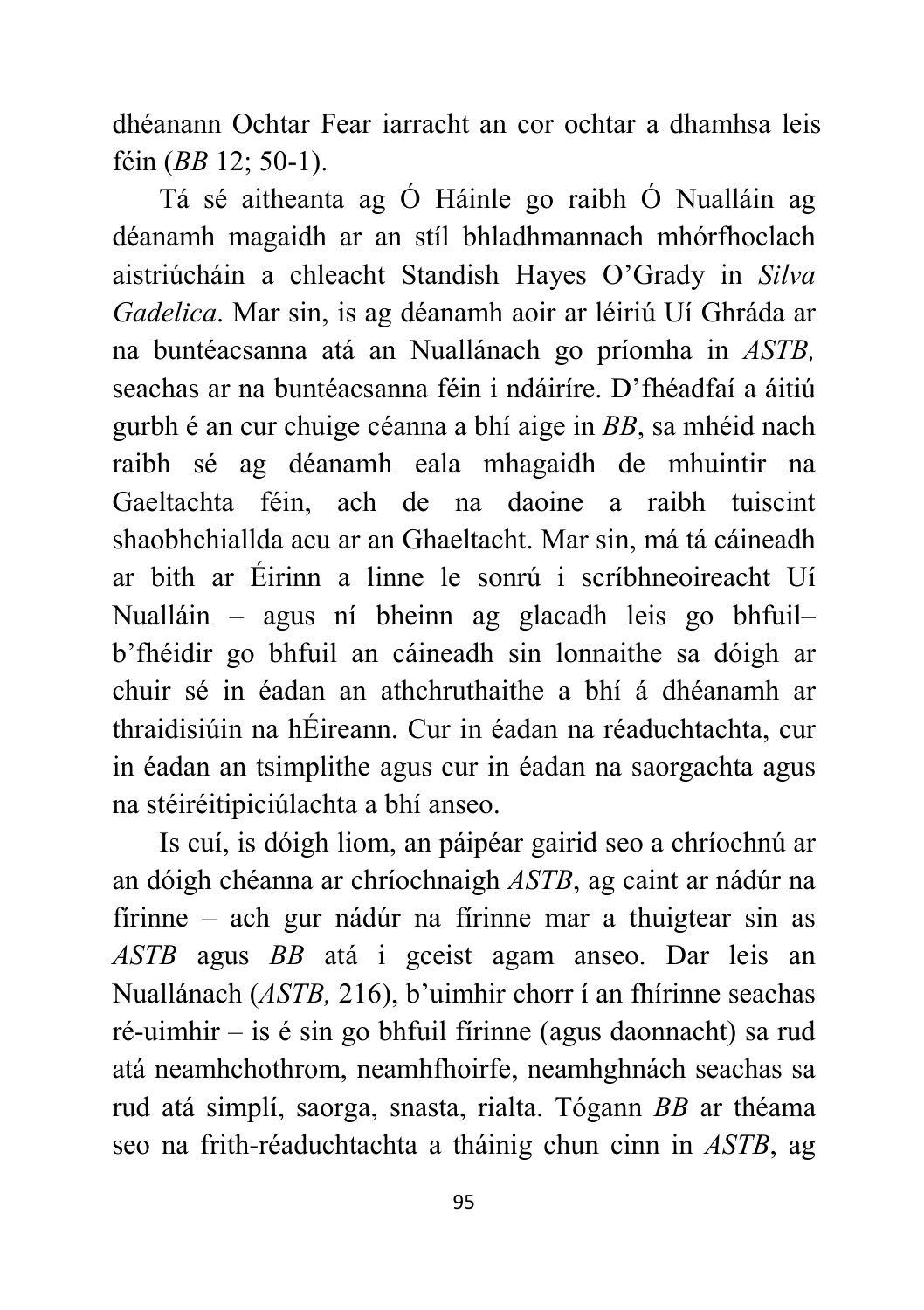dhéanann Ochtar Fear iarracht an cor ochtar a dhamhsa leis féin (*BB* 12; 50-1).

Tá sé aitheanta ag Ó Háinle go raibh Ó Nualláin ag déanamh magaidh ar an stíl bhladhmannach mhórfhoclach aistriúcháin a chleacht Standish Hayes O'Grady in *Silva Gadelica*. Mar sin, is ag déanamh aoir ar léiriú Uí Ghráda ar na buntéacsanna atá an Nuallánach go príomha in *ASTB,* seachas ar na buntéacsanna féin i ndáiríre. D'fhéadfaí a áitiú gurbh é an cur chuige céanna a bhí aige in *BB*, sa mhéid nach raibh sé ag déanamh eala mhagaidh de mhuintir na Gaeltachta féin, ach de na daoine a raibh tuiscint shaobhchiallda acu ar an Ghaeltacht. Mar sin, má tá cáineadh ar bith ar Éirinn a linne le sonrú i scríbhneoireacht Uí Nualláin – agus ní bheinn ag glacadh leis go bhfuil– b'fhéidir go bhfuil an cáineadh sin lonnaithe sa dóigh ar chuir sé in éadan an athchruthaithe a bhí á dhéanamh ar thraidisiúin na hÉireann. Cur in éadan na réaduchtachta, cur in éadan an tsimplithe agus cur in éadan na saorgachta agus na stéiréitipiciúlachta a bhí anseo.

Is cuí, is dóigh liom, an páipéar gairid seo a chríochnú ar an dóigh chéanna ar chríochnaigh *ASTB*, ag caint ar nádúr na fírinne – ach gur nádúr na fírinne mar a thuigtear sin as *ASTB* agus *BB* atá i gceist agam anseo. Dar leis an Nuallánach (*ASTB,* 216), b'uimhir chorr í an fhírinne seachas ré-uimhir – is é sin go bhfuil fírinne (agus daonnacht) sa rud atá neamhchothrom, neamhfhoirfe, neamhghnách seachas sa rud atá simplí, saorga, snasta, rialta. Tógann *BB* ar théama seo na frith-réaduchtachta a tháinig chun cinn in *ASTB*, ag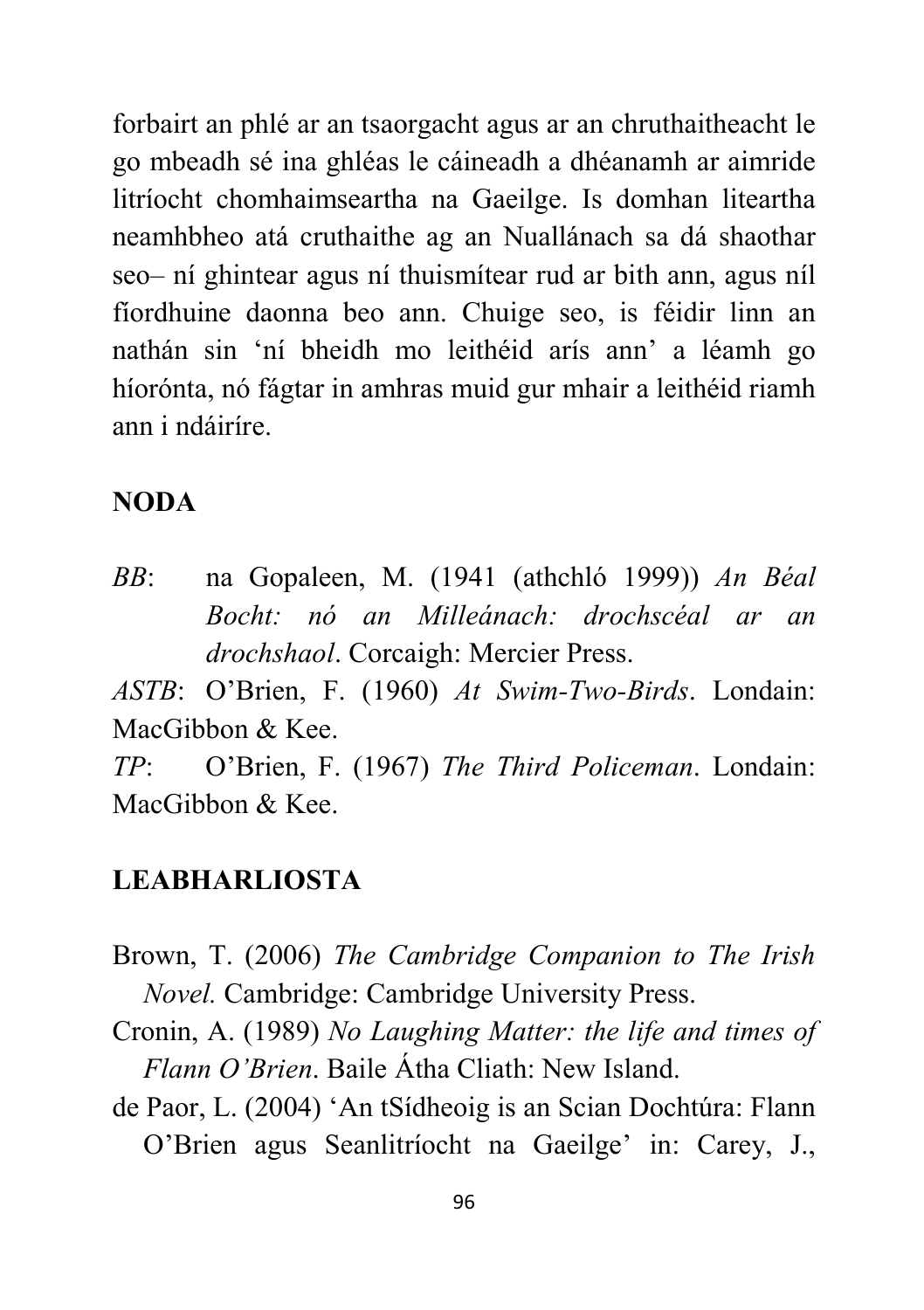forbairt an phlé ar an tsaorgacht agus ar an chruthaitheacht le go mbeadh sé ina ghléas le cáineadh a dhéanamh ar aimride litríocht chomhaimseartha na Gaeilge. Is domhan liteartha neamhbheo atá cruthaithe ag an Nuallánach sa dá shaothar seo– ní ghintear agus ní thuismítear rud ar bith ann, agus níl fíordhuine daonna beo ann. Chuige seo, is féidir linn an nathán sin 'ní bheidh mo leithéid arís ann' a léamh go híorónta, nó fágtar in amhras muid gur mhair a leithéid riamh ann i ndáiríre.

## NODA

*BB*: na Gopaleen, M. (1941 (athchló 1999)) *An Béal Bocht: nó an Milleánach: drochscéal ar an drochshaol*. Corcaigh: Mercier Press.

*ASTB*: O'Brien, F. (1960) *At Swim-Two-Birds*. Londain: MacGibbon & Kee.

*TP*: O'Brien, F. (1967) *The Third Policeman*. Londain: MacGibbon & Kee.

## LEABHARLIOSTA

Brown, T. (2006) *The Cambridge Companion to The Irish Novel.* Cambridge: Cambridge University Press.

Cronin, A. (1989) *No Laughing Matter: the life and times of Flann O'Brien*. Baile Átha Cliath: New Island.

de Paor, L. (2004) 'An tSídheoig is an Scian Dochtúra: Flann O'Brien agus Seanlitríocht na Gaeilge' in: Carey, J.,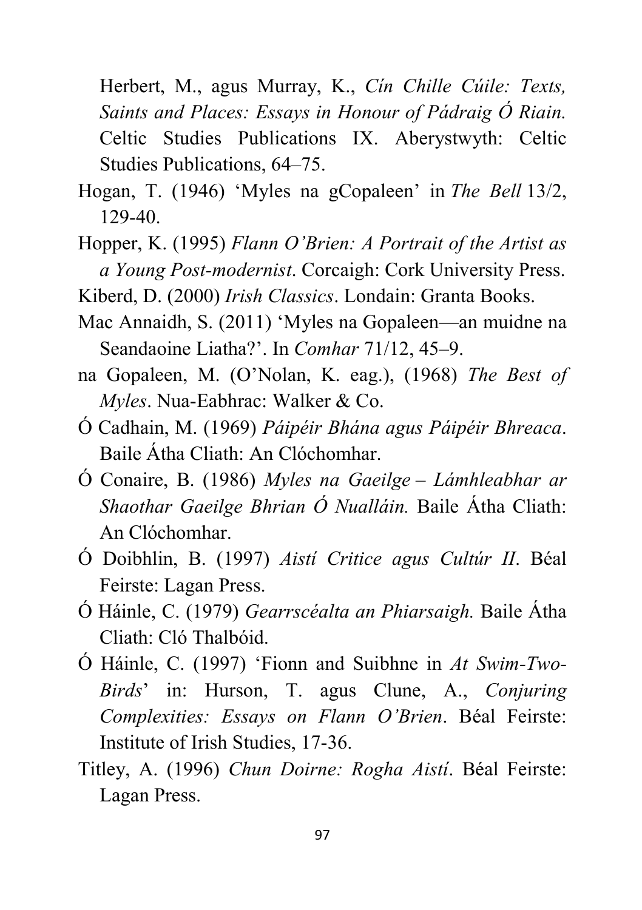Herbert, M., agus Murray, K., *Cín Chille Cúile: Texts, Saints and Places: Essays in Honour of Pádraig Ó Riain.* Celtic Studies Publications IX. Aberystwyth: Celtic Studies Publications, 64–75.

Hogan, T. (1946) 'Myles na gCopaleen' in *The Bell* 13/2, 129-40.

Hopper, K. (1995) *Flann O'Brien: A Portrait of the Artist as a Young Post-modernist*. Corcaigh: Cork University Press.

Kiberd, D. (2000) *Irish Classics*. Londain: Granta Books.

Mac Annaidh, S. (2011) 'Myles na Gopaleen—an muidne na Seandaoine Liatha?'. In *Comhar* 71/12, 45–9.

na Gopaleen, M. (O'Nolan, K. eag.), (1968) *The Best of Myles*. Nua-Eabhrac: Walker & Co.

Ó Cadhain, M. (1969) *Páipéir Bhána agus Páipéir Bhreaca*. Baile Átha Cliath: An Clóchomhar.

Ó Conaire, B. (1986) *Myles na Gaeilge – Lámhleabhar ar Shaothar Gaeilge Bhrian Ó Nualláin.* Baile Átha Cliath: An Clóchomhar.

Ó Doibhlin, B. (1997) *Aistí Critice agus Cultúr II*. Béal Feirste: Lagan Press.

Ó Háinle, C. (1979) *Gearrscéalta an Phiarsaigh.* Baile Átha Cliath: Cló Thalbóid.

Ó Háinle, C. (1997) 'Fionn and Suibhne in *At Swim-Two-Birds*' in: Hurson, T. agus Clune, A., *Conjuring Complexities: Essays on Flann O'Brien*. Béal Feirste: Institute of Irish Studies, 17-36.

Titley, A. (1996) *Chun Doirne: Rogha Aistí*. Béal Feirste: Lagan Press.